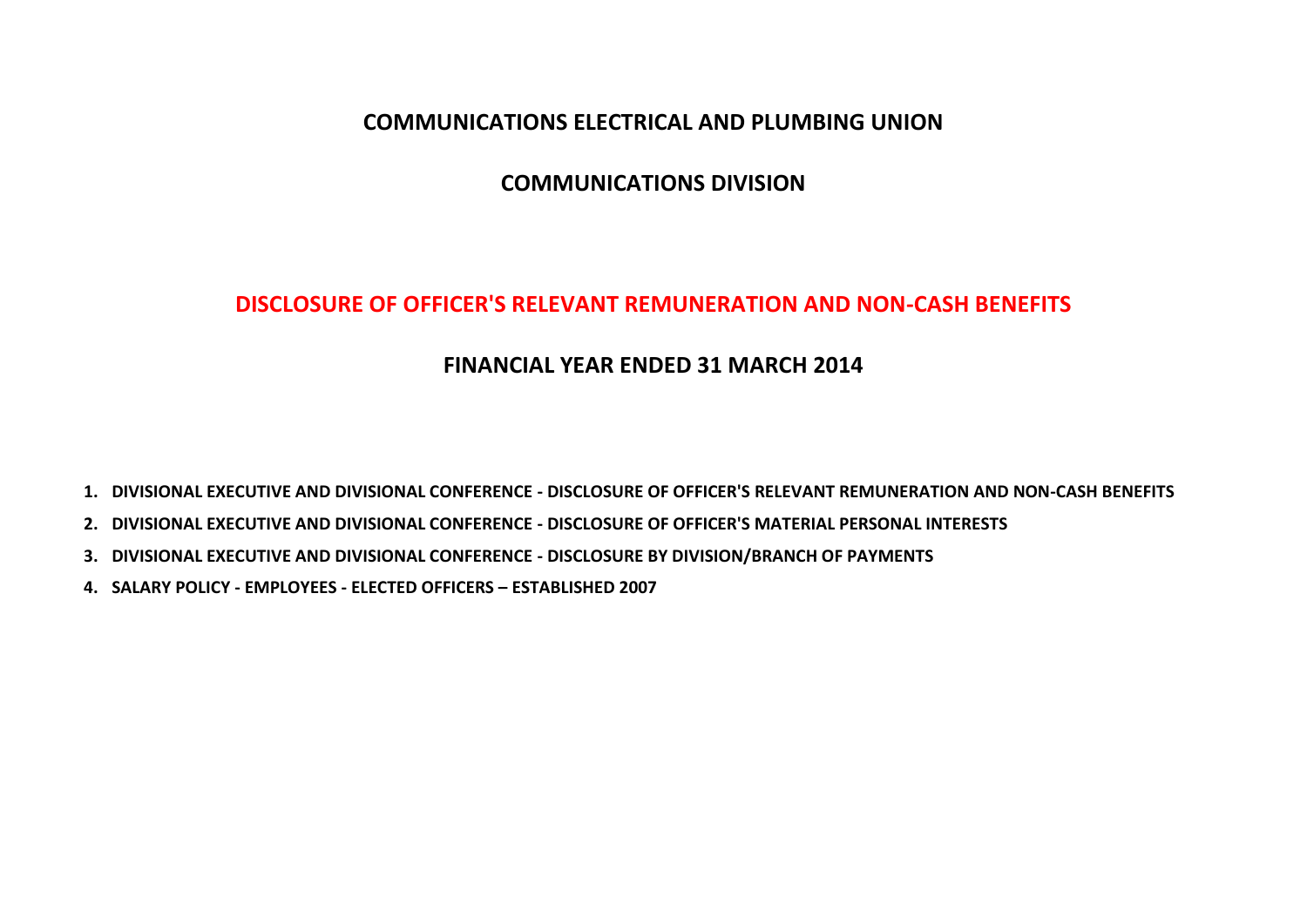# COMMUNICATIONS ELECTRICAL AND PLUMBING UNION

## COMMUNICATIONS DIVISION

## DISCLOSURE OF OFFICER'S RELEVANT REMUNERATION AND NON-CASH BENEFITS

## FINANCIAL YEAR ENDED 31 MARCH 2014

1. **DIVISIONAL EXECUTIVE AND DIVISIONAL CONFERENCE - DISCLOSURE OF OFFICER'S RELEVANT REMUNERATION AND NON-CASH BENEFITS**
2. **DIVISIONAL EXECUTIVE AND DIVISIONAL CONFERENCE - DISCLOSURE OF OFFICER'S MATERIAL PERSONAL INTERESTS**
3. **DIVISIONAL EXECUTIVE AND DIVISIONAL CONFERENCE - DISCLOSURE BY DIVISION/BRANCH OF PAYMENTS**
4. **SALARY POLICY - EMPLOYEES - ELECTED OFFICERS – ESTABLISHED 2007**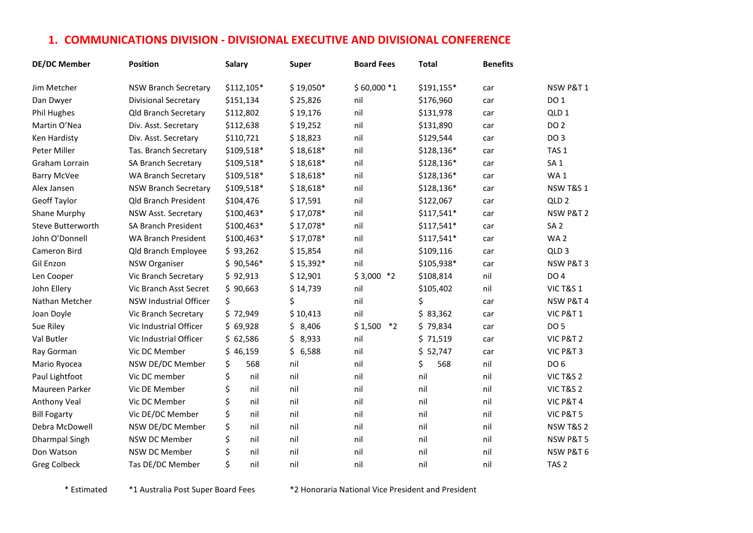## 1. COMMUNICATIONS DIVISION - DIVISIONAL EXECUTIVE AND DIVISIONAL CONFERENCE

| DE/DC Member | Position | Salary | Super | Board Fees | Total | Benefits | |
|---|---|---|---|---|---|---|---|
| Jim Metcher | NSW Branch Secretary | $112,105* | $ 19,050* | $ 60,000 *1 | $191,155* | car | NSW P&T 1 |
| Dan Dwyer | Divisional Secretary | $151,134 | $ 25,826 | nil | $176,960 | car | DO 1 |
| Phil Hughes | Qld Branch Secretary | $112,802 | $ 19,176 | nil | $131,978 | car | QLD 1 |
| Martin O'Nea | Div. Asst. Secretary | $112,638 | $ 19,252 | nil | $131,890 | car | DO 2 |
| Ken Hardisty | Div. Asst. Secretary | $110,721 | $ 18,823 | nil | $129,544 | car | DO 3 |
| Peter Miller | Tas. Branch Secretary | $109,518* | $ 18,618* | nil | $128,136* | car | TAS 1 |
| Graham Lorrain | SA Branch Secretary | $109,518* | $ 18,618* | nil | $128,136* | car | SA 1 |
| Barry McVee | WA Branch Secretary | $109,518* | $ 18,618* | nil | $128,136* | car | WA 1 |
| Alex Jansen | NSW Branch Secretary | $109,518* | $ 18,618* | nil | $128,136* | car | NSW T&S 1 |
| Geoff Taylor | Qld Branch President | $104,476 | $ 17,591 | nil | $122,067 | car | QLD 2 |
| Shane Murphy | NSW Asst. Secretary | $100,463* | $ 17,078* | nil | $117,541* | car | NSW P&T 2 |
| Steve Butterworth | SA Branch President | $100,463* | $ 17,078* | nil | $117,541* | car | SA 2 |
| John O'Donnell | WA Branch President | $100,463* | $ 17,078* | nil | $117,541* | car | WA 2 |
| Cameron Bird | Qld Branch Employee | $ 93,262 | $ 15,854 | nil | $109,116 | car | QLD 3 |
| Gil Enzon | NSW Organiser | $ 90,546* | $ 15,392* | nil | $105,938* | car | NSW P&T 3 |
| Len Cooper | Vic Branch Secretary | $ 92,913 | $ 12,901 | $ 3,000 *2 | $108,814 | nil | DO 4 |
| John Ellery | Vic Branch Asst Secret | $ 90,663 | $ 14,739 | nil | $105,402 | nil | VIC T&S 1 |
| Nathan Metcher | NSW Industrial Officer | $ | $ | nil | $ | car | NSW P&T 4 |
| Joan Doyle | Vic Branch Secretary | $ 72,949 | $ 10,413 | nil | $ 83,362 | car | VIC P&T 1 |
| Sue Riley | Vic Industrial Officer | $ 69,928 | $ 8,406 | $ 1,500 *2 | $ 79,834 | car | DO 5 |
| Val Butler | Vic Industrial Officer | $ 62,586 | $ 8,933 | nil | $ 71,519 | car | VIC P&T 2 |
| Ray Gorman | Vic DC Member | $ 46,159 | $ 6,588 | nil | $ 52,747 | car | VIC P&T 3 |
| Mario Ryocea | NSW DE/DC Member | $ 568 | nil | nil | $ 568 | nil | DO 6 |
| Paul Lightfoot | Vic DC member | $ nil | nil | nil | nil | nil | VIC T&S 2 |
| Maureen Parker | Vic DE Member | $ nil | nil | nil | nil | nil | VIC T&S 2 |
| Anthony Veal | Vic DC Member | $ nil | nil | nil | nil | nil | VIC P&T 4 |
| Bill Fogarty | Vic DE/DC Member | $ nil | nil | nil | nil | nil | VIC P&T 5 |
| Debra McDowell | NSW DE/DC Member | $ nil | nil | nil | nil | nil | NSW T&S 2 |
| Dharmpal Singh | NSW DC Member | $ nil | nil | nil | nil | nil | NSW P&T 5 |
| Don Watson | NSW DC Member | $ nil | nil | nil | nil | nil | NSW P&T 6 |
| Greg Colbeck | Tas DE/DC Member | $ nil | nil | nil | nil | nil | TAS 2 |

\* Estimated　　*1 Australia Post Super Board Fees　　*2 Honoraria National Vice President and President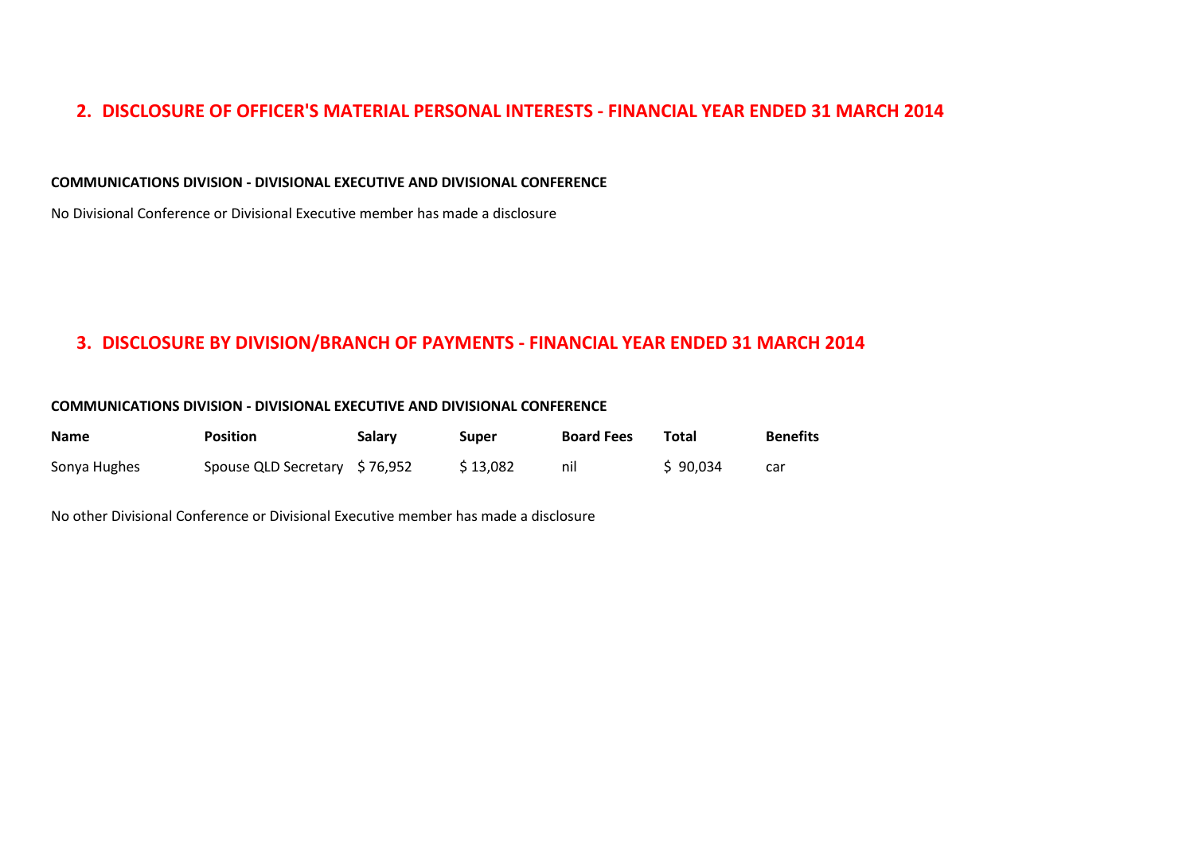## 2. DISCLOSURE OF OFFICER'S MATERIAL PERSONAL INTERESTS - FINANCIAL YEAR ENDED 31 MARCH 2014

**COMMUNICATIONS DIVISION - DIVISIONAL EXECUTIVE AND DIVISIONAL CONFERENCE**

No Divisional Conference or Divisional Executive member has made a disclosure

## 3. DISCLOSURE BY DIVISION/BRANCH OF PAYMENTS - FINANCIAL YEAR ENDED 31 MARCH 2014

**COMMUNICATIONS DIVISION - DIVISIONAL EXECUTIVE AND DIVISIONAL CONFERENCE**

| Name | Position | Salary | Super | Board Fees | Total | Benefits |
|---|---|---|---|---|---|---|
| Sonya Hughes | Spouse QLD Secretary | $ 76,952 | $ 13,082 | nil | $ 90,034 | car |

No other Divisional Conference or Divisional Executive member has made a disclosure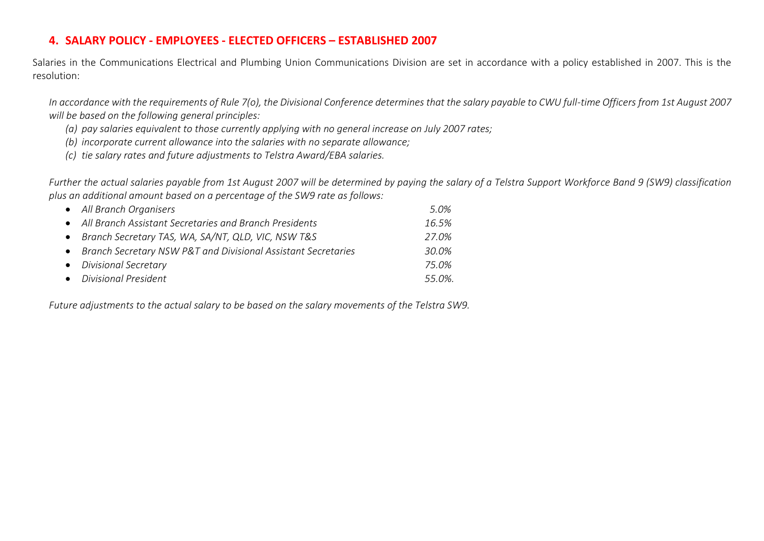## 4. SALARY POLICY - EMPLOYEES - ELECTED OFFICERS – ESTABLISHED 2007

Salaries in the Communications Electrical and Plumbing Union Communications Division are set in accordance with a policy established in 2007. This is the resolution:

*In accordance with the requirements of Rule 7(o), the Divisional Conference determines that the salary payable to CWU full-time Officers from 1st August 2007 will be based on the following general principles:*

*(a) pay salaries equivalent to those currently applying with no general increase on July 2007 rates;*
*(b) incorporate current allowance into the salaries with no separate allowance;*
*(c) tie salary rates and future adjustments to Telstra Award/EBA salaries.*

*Further the actual salaries payable from 1st August 2007 will be determined by paying the salary of a Telstra Support Workforce Band 9 (SW9) classification plus an additional amount based on a percentage of the SW9 rate as follows:*

- *All Branch Organisers* — *5.0%*
- *All Branch Assistant Secretaries and Branch Presidents* — *16.5%*
- *Branch Secretary TAS, WA, SA/NT, QLD, VIC, NSW T&S* — *27.0%*
- *Branch Secretary NSW P&T and Divisional Assistant Secretaries* — *30.0%*
- *Divisional Secretary* — *75.0%*
- *Divisional President* — *55.0%.*

*Future adjustments to the actual salary to be based on the salary movements of the Telstra SW9.*